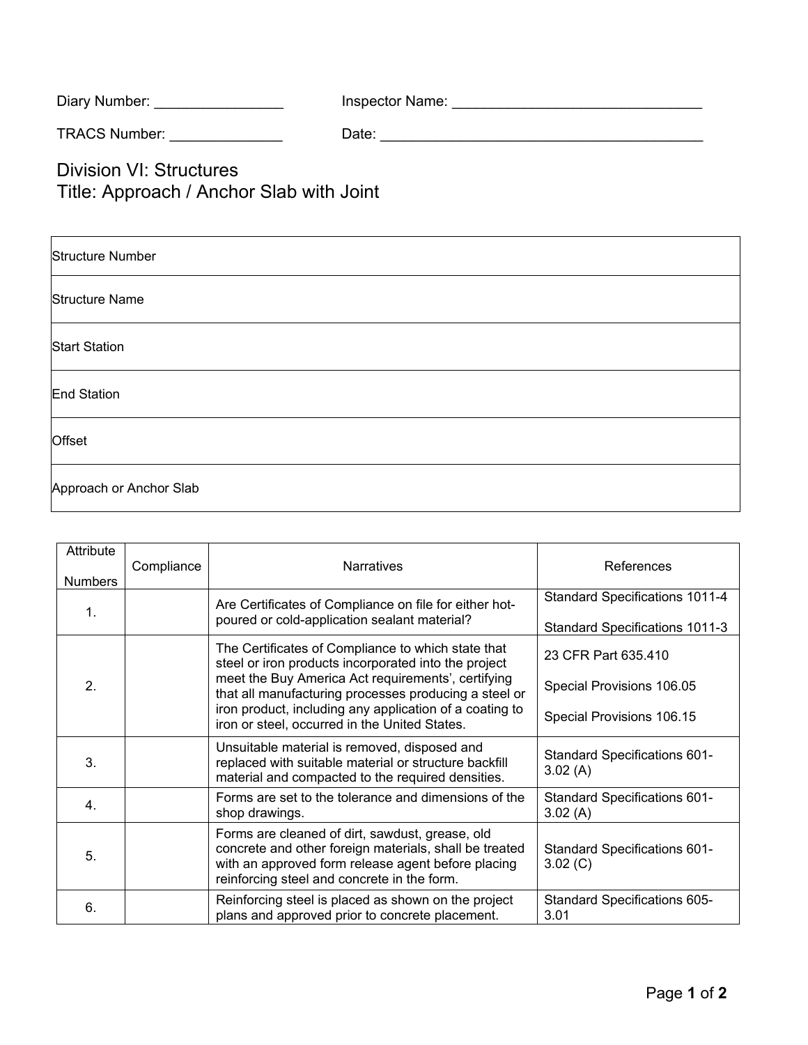Diary Number: ________________ Inspector Name: _______________________________

TRACS Number: ______________ Date: ________________________________________

# Division VI: Structures
# Title: Approach / Anchor Slab with Joint

| Structure Number |
|---|
| Structure Name |
| Start Station |
| End Station |
| Offset |
| Approach or Anchor Slab |

| Attribute Numbers | Compliance | Narratives | References |
|---|---|---|---|
| 1. | | Are Certificates of Compliance on file for either hot-poured or cold-application sealant material? | Standard Specifications 1011-4<br><br>Standard Specifications 1011-3 |
| 2. | | The Certificates of Compliance to which state that steel or iron products incorporated into the project meet the Buy America Act requirements', certifying that all manufacturing processes producing a steel or iron product, including any application of a coating to iron or steel, occurred in the United States. | 23 CFR Part 635.410<br><br>Special Provisions 106.05<br><br>Special Provisions 106.15 |
| 3. | | Unsuitable material is removed, disposed and replaced with suitable material or structure backfill material and compacted to the required densities. | Standard Specifications 601-3.02 (A) |
| 4. | | Forms are set to the tolerance and dimensions of the shop drawings. | Standard Specifications 601-3.02 (A) |
| 5. | | Forms are cleaned of dirt, sawdust, grease, old concrete and other foreign materials, shall be treated with an approved form release agent before placing reinforcing steel and concrete in the form. | Standard Specifications 601-3.02 (C) |
| 6. | | Reinforcing steel is placed as shown on the project plans and approved prior to concrete placement. | Standard Specifications 605-3.01 |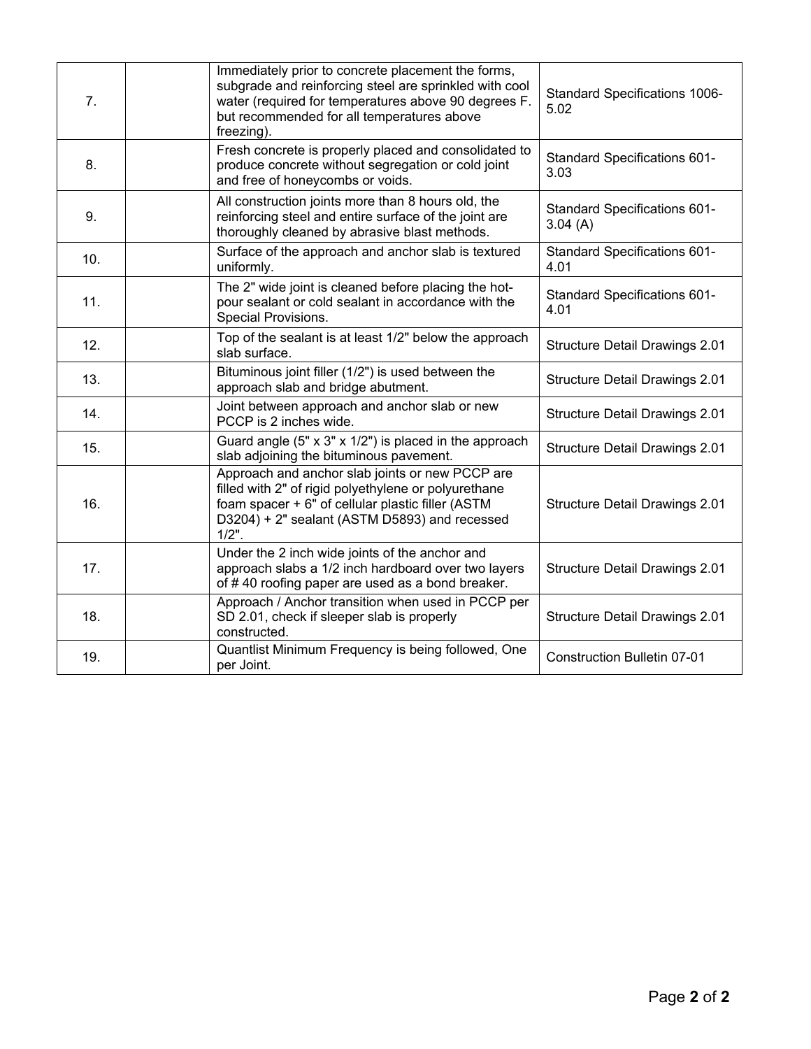| | | | |
|---|---|---|---|
| 7. | | Immediately prior to concrete placement the forms, subgrade and reinforcing steel are sprinkled with cool water (required for temperatures above 90 degrees F. but recommended for all temperatures above freezing). | Standard Specifications 1006-5.02 |
| 8. | | Fresh concrete is properly placed and consolidated to produce concrete without segregation or cold joint and free of honeycombs or voids. | Standard Specifications 601-3.03 |
| 9. | | All construction joints more than 8 hours old, the reinforcing steel and entire surface of the joint are thoroughly cleaned by abrasive blast methods. | Standard Specifications 601-3.04 (A) |
| 10. | | Surface of the approach and anchor slab is textured uniformly. | Standard Specifications 601-4.01 |
| 11. | | The 2" wide joint is cleaned before placing the hot-pour sealant or cold sealant in accordance with the Special Provisions. | Standard Specifications 601-4.01 |
| 12. | | Top of the sealant is at least 1/2" below the approach slab surface. | Structure Detail Drawings 2.01 |
| 13. | | Bituminous joint filler (1/2") is used between the approach slab and bridge abutment. | Structure Detail Drawings 2.01 |
| 14. | | Joint between approach and anchor slab or new PCCP is 2 inches wide. | Structure Detail Drawings 2.01 |
| 15. | | Guard angle (5" x 3" x 1/2") is placed in the approach slab adjoining the bituminous pavement. | Structure Detail Drawings 2.01 |
| 16. | | Approach and anchor slab joints or new PCCP are filled with 2" of rigid polyethylene or polyurethane foam spacer + 6" of cellular plastic filler (ASTM D3204) + 2" sealant (ASTM D5893) and recessed 1/2". | Structure Detail Drawings 2.01 |
| 17. | | Under the 2 inch wide joints of the anchor and approach slabs a 1/2 inch hardboard over two layers of # 40 roofing paper are used as a bond breaker. | Structure Detail Drawings 2.01 |
| 18. | | Approach / Anchor transition when used in PCCP per SD 2.01, check if sleeper slab is properly constructed. | Structure Detail Drawings 2.01 |
| 19. | | Quantlist Minimum Frequency is being followed, One per Joint. | Construction Bulletin 07-01 |